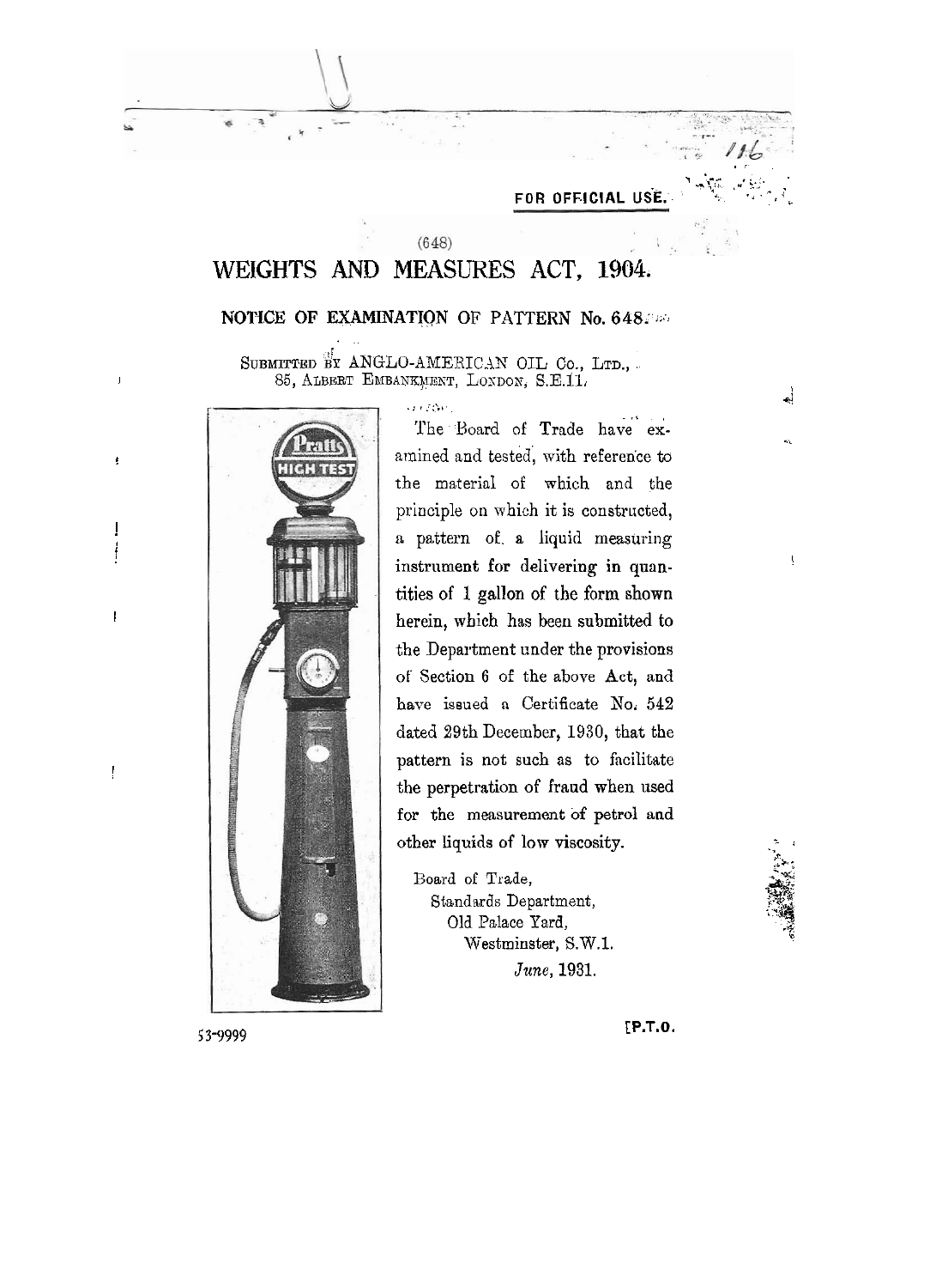**FOR OFFICIAL USE.**

(648)

# WEIGHTS AND MEASURES ACT, 1904.

## NOTICE OF EXAMINATION OF PATTERN No. 648.

SUBMITTED BY ANGLO-AMERICAN OIL Co., LTD., 85, ALBERT EMBANKMENT, LONDON, S.E.11.

The Board of Trade have examined and tested, with reference to the material of which and the principle on which it is constructed, a pattern of a liquid measuring instrument for delivering in quantities of 1 gallon of the form shown herein, which has been submitted to the Department under the provisions of Section 6 of the above Act, and have issued a Certificate No. 542 dated 29th December, 1930, that the pattern is not such as to facilitate the perpetration of fraud when used for the measurement of petrol and other liquids of low viscosity.

Board of Trade,
Standards Department,
Old Palace Yard,
Westminster, S.W.1.
*June*, 1931.

53-9999

[P.T.O.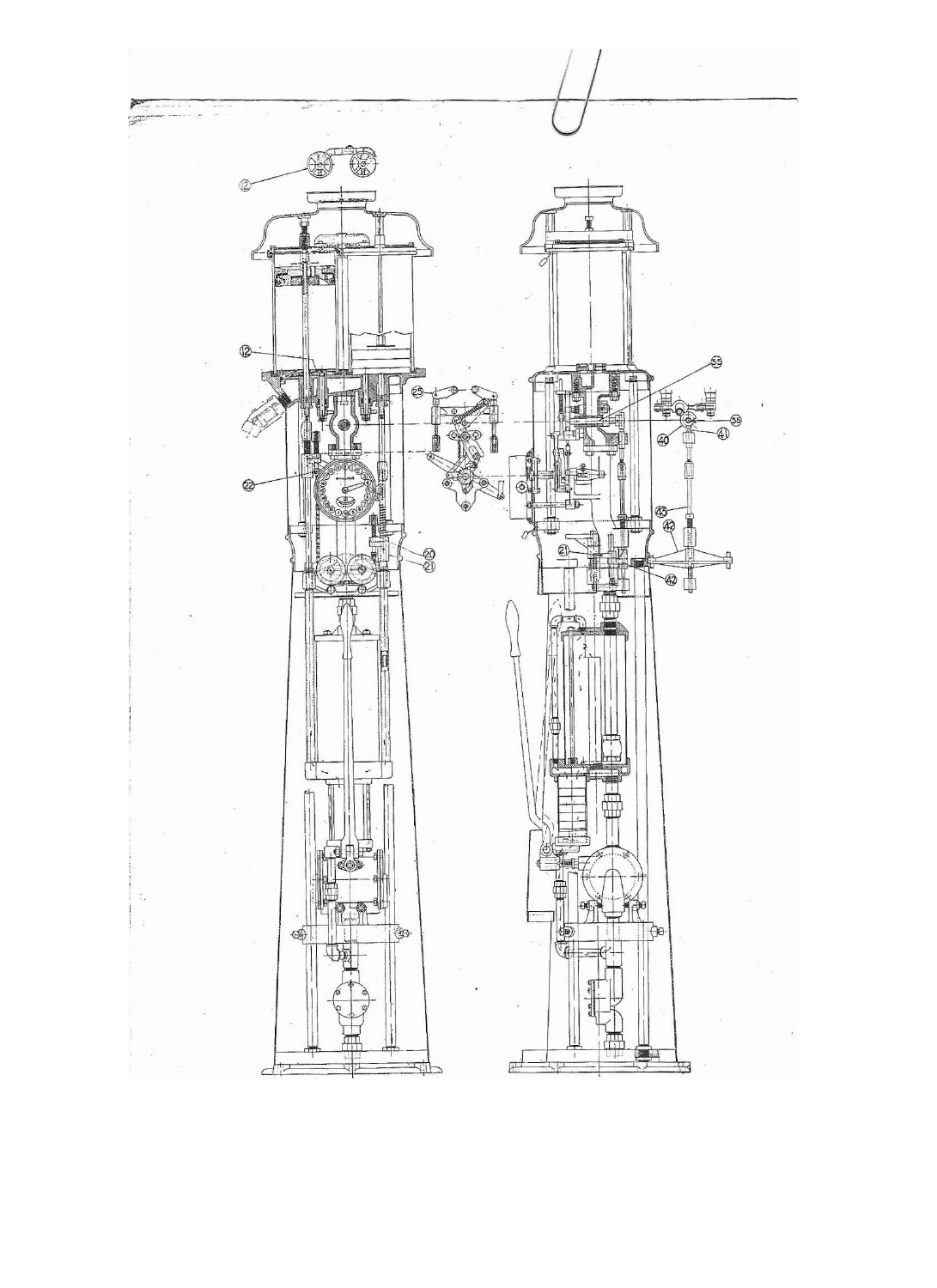12

12

22

20

21

25

55

35

40

41

43

42

21

42